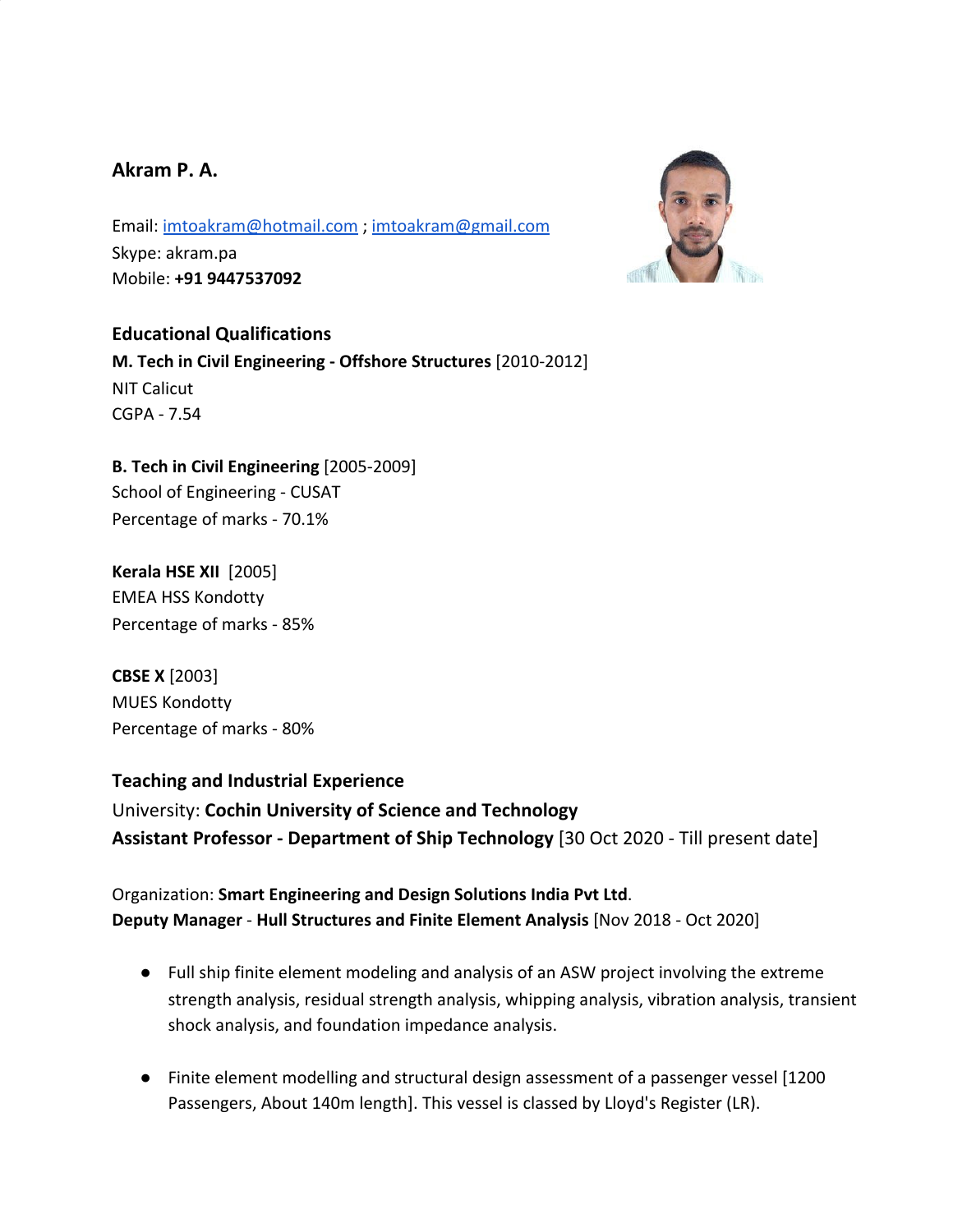# Akram P. A.

Email: imtoakram@hotmail.com ; imtoakram@gmail.com
Skype: akram.pa
Mobile: **+91 9447537092**

## Educational Qualifications

**M. Tech in Civil Engineering - Offshore Structures** [2010-2012]
NIT Calicut
CGPA - 7.54

**B. Tech in Civil Engineering** [2005-2009]
School of Engineering - CUSAT
Percentage of marks - 70.1%

**Kerala HSE XII** [2005]
EMEA HSS Kondotty
Percentage of marks - 85%

**CBSE X** [2003]
MUES Kondotty
Percentage of marks - 80%

## Teaching and Industrial Experience

University: **Cochin University of Science and Technology**
**Assistant Professor - Department of Ship Technology** [30 Oct 2020 - Till present date]

Organization: **Smart Engineering and Design Solutions India Pvt Ltd**.
**Deputy Manager** - **Hull Structures and Finite Element Analysis** [Nov 2018 - Oct 2020]

- Full ship finite element modeling and analysis of an ASW project involving the extreme strength analysis, residual strength analysis, whipping analysis, vibration analysis, transient shock analysis, and foundation impedance analysis.
- Finite element modelling and structural design assessment of a passenger vessel [1200 Passengers, About 140m length]. This vessel is classed by Lloyd's Register (LR).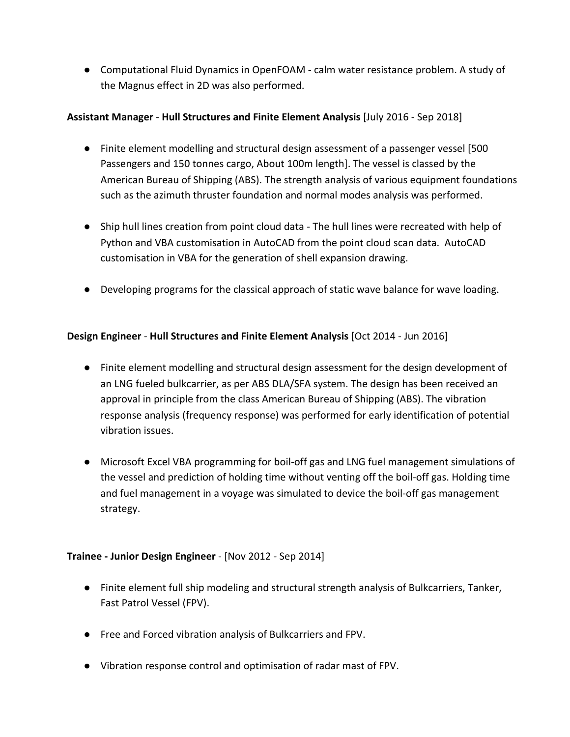- Computational Fluid Dynamics in OpenFOAM - calm water resistance problem. A study of the Magnus effect in 2D was also performed.

**Assistant Manager** - **Hull Structures and Finite Element Analysis** [July 2016 - Sep 2018]

- Finite element modelling and structural design assessment of a passenger vessel [500 Passengers and 150 tonnes cargo, About 100m length]. The vessel is classed by the American Bureau of Shipping (ABS). The strength analysis of various equipment foundations such as the azimuth thruster foundation and normal modes analysis was performed.

- Ship hull lines creation from point cloud data - The hull lines were recreated with help of Python and VBA customisation in AutoCAD from the point cloud scan data. AutoCAD customisation in VBA for the generation of shell expansion drawing.

- Developing programs for the classical approach of static wave balance for wave loading.

**Design Engineer** - **Hull Structures and Finite Element Analysis** [Oct 2014 - Jun 2016]

- Finite element modelling and structural design assessment for the design development of an LNG fueled bulkcarrier, as per ABS DLA/SFA system. The design has been received an approval in principle from the class American Bureau of Shipping (ABS). The vibration response analysis (frequency response) was performed for early identification of potential vibration issues.

- Microsoft Excel VBA programming for boil-off gas and LNG fuel management simulations of the vessel and prediction of holding time without venting off the boil-off gas. Holding time and fuel management in a voyage was simulated to device the boil-off gas management strategy.

**Trainee - Junior Design Engineer** - [Nov 2012 - Sep 2014]

- Finite element full ship modeling and structural strength analysis of Bulkcarriers, Tanker, Fast Patrol Vessel (FPV).

- Free and Forced vibration analysis of Bulkcarriers and FPV.

- Vibration response control and optimisation of radar mast of FPV.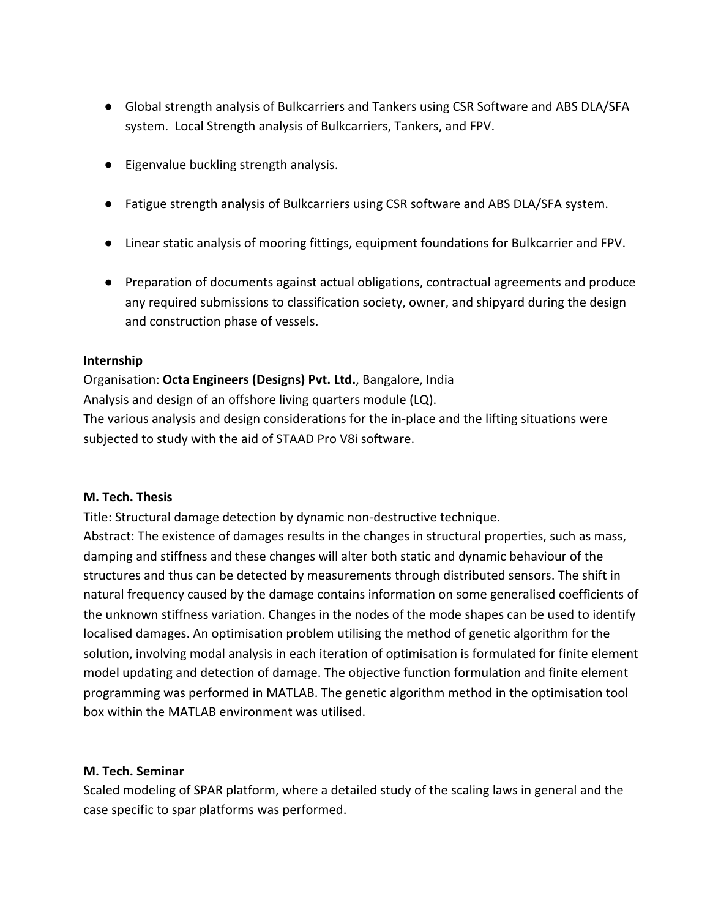- Global strength analysis of Bulkcarriers and Tankers using CSR Software and ABS DLA/SFA system. Local Strength analysis of Bulkcarriers, Tankers, and FPV.
- Eigenvalue buckling strength analysis.
- Fatigue strength analysis of Bulkcarriers using CSR software and ABS DLA/SFA system.
- Linear static analysis of mooring fittings, equipment foundations for Bulkcarrier and FPV.
- Preparation of documents against actual obligations, contractual agreements and produce any required submissions to classification society, owner, and shipyard during the design and construction phase of vessels.

**Internship**

Organisation: **Octa Engineers (Designs) Pvt. Ltd.**, Bangalore, India

Analysis and design of an offshore living quarters module (LQ).

The various analysis and design considerations for the in-place and the lifting situations were subjected to study with the aid of STAAD Pro V8i software.

**M. Tech. Thesis**

Title: Structural damage detection by dynamic non-destructive technique.

Abstract: The existence of damages results in the changes in structural properties, such as mass, damping and stiffness and these changes will alter both static and dynamic behaviour of the structures and thus can be detected by measurements through distributed sensors. The shift in natural frequency caused by the damage contains information on some generalised coefficients of the unknown stiffness variation. Changes in the nodes of the mode shapes can be used to identify localised damages. An optimisation problem utilising the method of genetic algorithm for the solution, involving modal analysis in each iteration of optimisation is formulated for finite element model updating and detection of damage. The objective function formulation and finite element programming was performed in MATLAB. The genetic algorithm method in the optimisation tool box within the MATLAB environment was utilised.

**M. Tech. Seminar**

Scaled modeling of SPAR platform, where a detailed study of the scaling laws in general and the case specific to spar platforms was performed.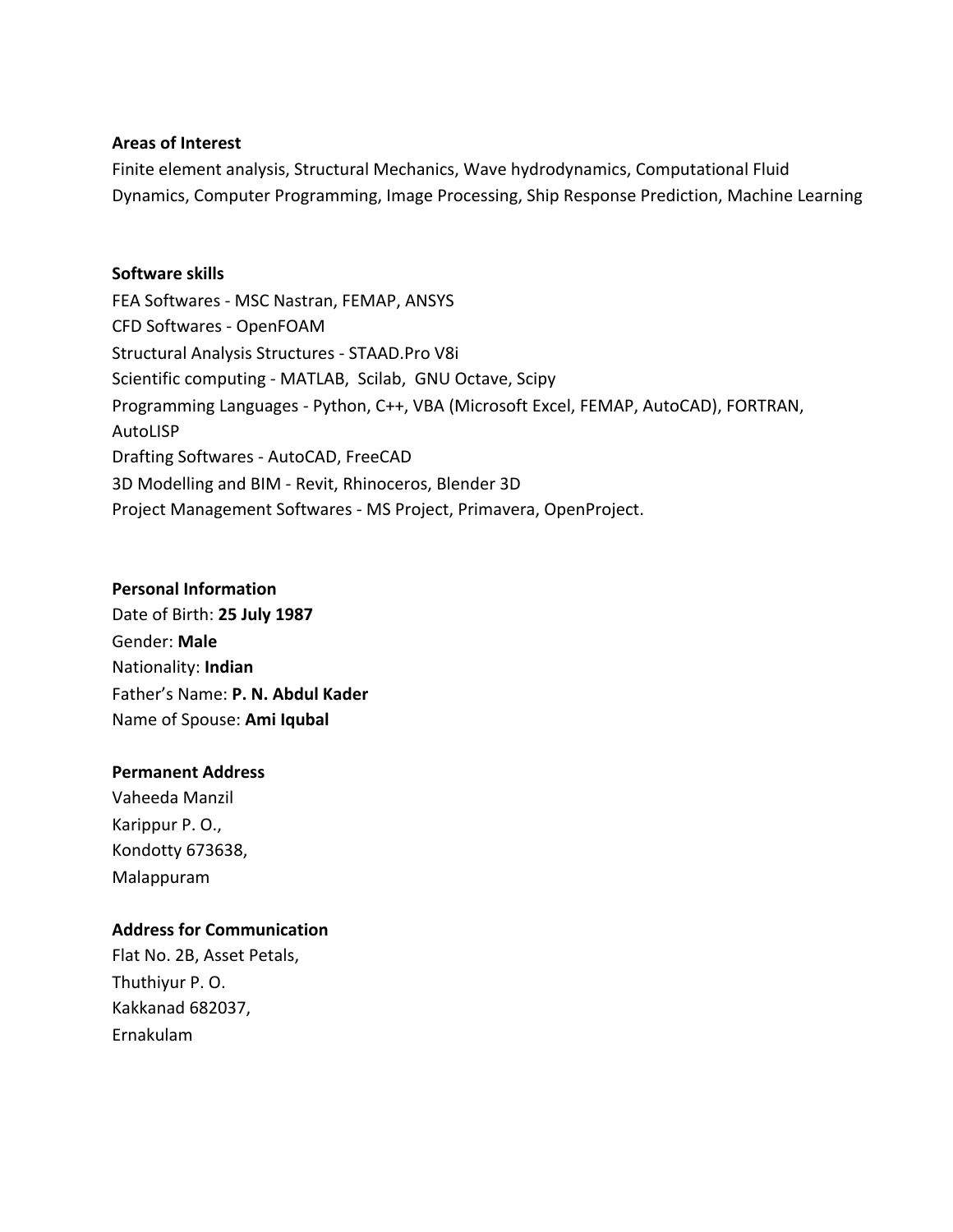**Areas of Interest**

Finite element analysis, Structural Mechanics, Wave hydrodynamics, Computational Fluid Dynamics, Computer Programming, Image Processing, Ship Response Prediction, Machine Learning

**Software skills**

FEA Softwares - MSC Nastran, FEMAP, ANSYS
CFD Softwares - OpenFOAM
Structural Analysis Structures - STAAD.Pro V8i
Scientific computing - MATLAB, Scilab, GNU Octave, Scipy
Programming Languages - Python, C++, VBA (Microsoft Excel, FEMAP, AutoCAD), FORTRAN, AutoLISP
Drafting Softwares - AutoCAD, FreeCAD
3D Modelling and BIM - Revit, Rhinoceros, Blender 3D
Project Management Softwares - MS Project, Primavera, OpenProject.

**Personal Information**

Date of Birth: **25 July 1987**
Gender: **Male**
Nationality: **Indian**
Father's Name: **P. N. Abdul Kader**
Name of Spouse: **Ami Iqubal**

**Permanent Address**

Vaheeda Manzil
Karippur P. O.,
Kondotty 673638,
Malappuram

**Address for Communication**

Flat No. 2B, Asset Petals,
Thuthiyur P. O.
Kakkanad 682037,
Ernakulam